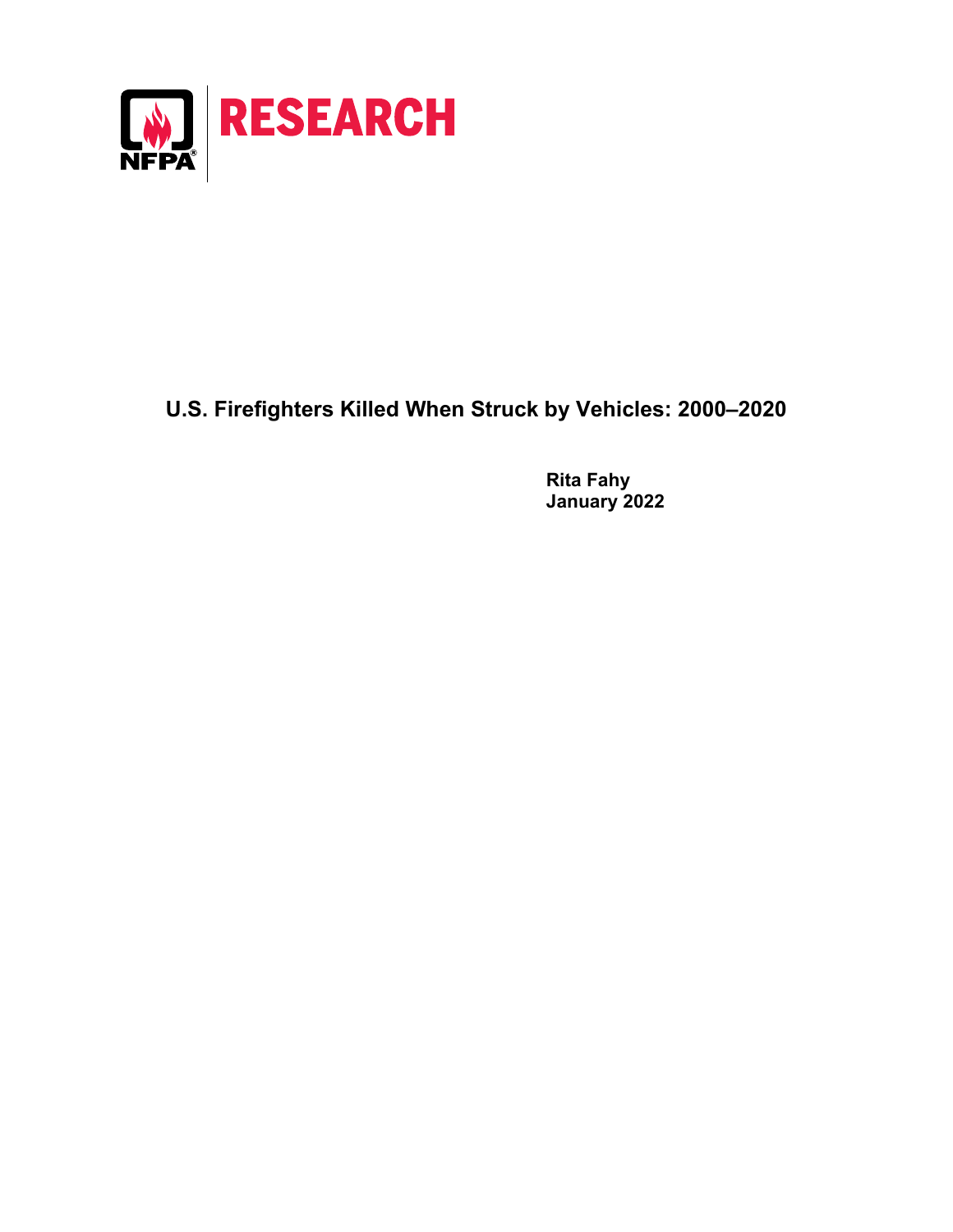NFPA RESEARCH

# U.S. Firefighters Killed When Struck by Vehicles: 2000–2020

**Rita Fahy**
**January 2022**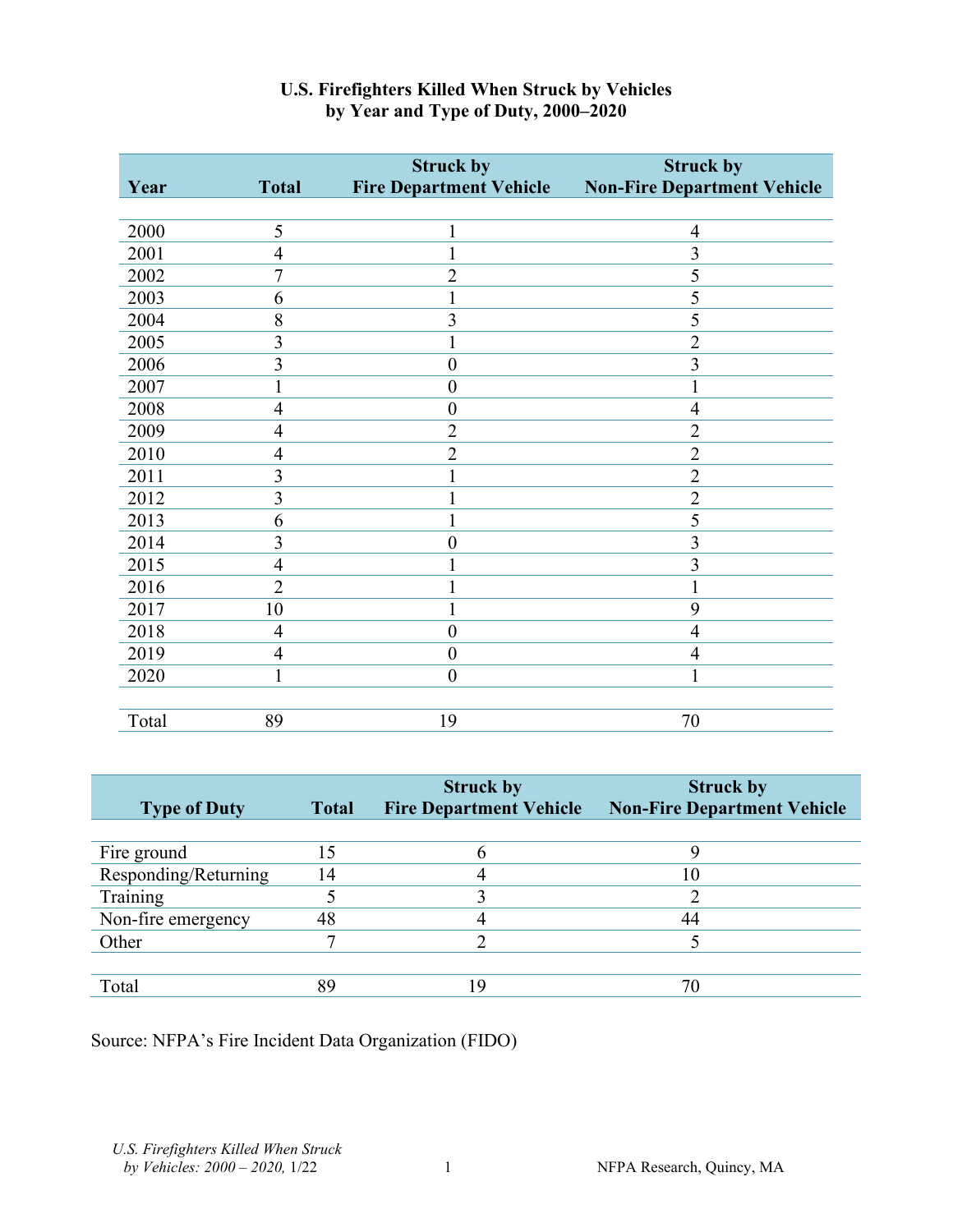**U.S. Firefighters Killed When Struck by Vehicles by Year and Type of Duty, 2000–2020**

| Year | Total | Struck by Fire Department Vehicle | Struck by Non-Fire Department Vehicle |
|---|---|---|---|
| 2000 | 5 | 1 | 4 |
| 2001 | 4 | 1 | 3 |
| 2002 | 7 | 2 | 5 |
| 2003 | 6 | 1 | 5 |
| 2004 | 8 | 3 | 5 |
| 2005 | 3 | 1 | 2 |
| 2006 | 3 | 0 | 3 |
| 2007 | 1 | 0 | 1 |
| 2008 | 4 | 0 | 4 |
| 2009 | 4 | 2 | 2 |
| 2010 | 4 | 2 | 2 |
| 2011 | 3 | 1 | 2 |
| 2012 | 3 | 1 | 2 |
| 2013 | 6 | 1 | 5 |
| 2014 | 3 | 0 | 3 |
| 2015 | 4 | 1 | 3 |
| 2016 | 2 | 1 | 1 |
| 2017 | 10 | 1 | 9 |
| 2018 | 4 | 0 | 4 |
| 2019 | 4 | 0 | 4 |
| 2020 | 1 | 0 | 1 |
| Total | 89 | 19 | 70 |

| Type of Duty | Total | Struck by Fire Department Vehicle | Struck by Non-Fire Department Vehicle |
|---|---|---|---|
| Fire ground | 15 | 6 | 9 |
| Responding/Returning | 14 | 4 | 10 |
| Training | 5 | 3 | 2 |
| Non-fire emergency | 48 | 4 | 44 |
| Other | 7 | 2 | 5 |
| Total | 89 | 19 | 70 |

Source: NFPA's Fire Incident Data Organization (FIDO)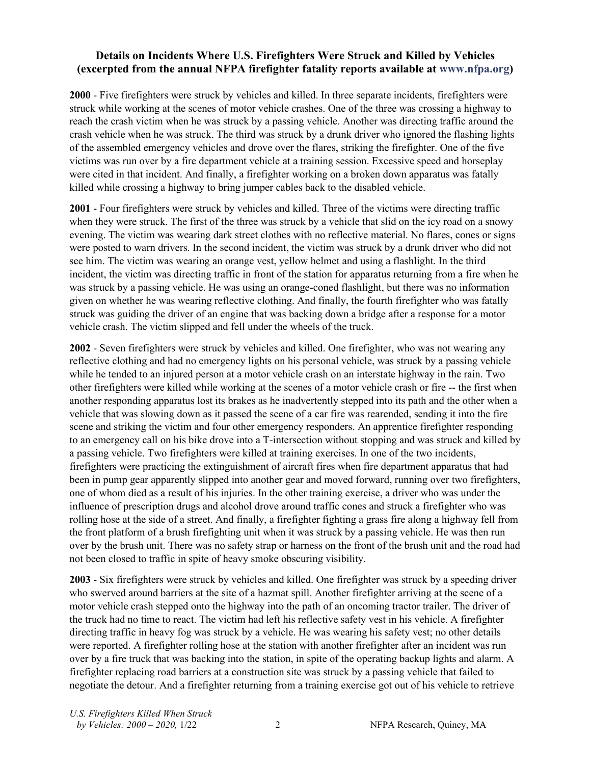**Details on Incidents Where U.S. Firefighters Were Struck and Killed by Vehicles (excerpted from the annual NFPA firefighter fatality reports available at www.nfpa.org)**

**2000** - Five firefighters were struck by vehicles and killed. In three separate incidents, firefighters were struck while working at the scenes of motor vehicle crashes. One of the three was crossing a highway to reach the crash victim when he was struck by a passing vehicle. Another was directing traffic around the crash vehicle when he was struck. The third was struck by a drunk driver who ignored the flashing lights of the assembled emergency vehicles and drove over the flares, striking the firefighter. One of the five victims was run over by a fire department vehicle at a training session. Excessive speed and horseplay were cited in that incident. And finally, a firefighter working on a broken down apparatus was fatally killed while crossing a highway to bring jumper cables back to the disabled vehicle.

**2001** - Four firefighters were struck by vehicles and killed. Three of the victims were directing traffic when they were struck. The first of the three was struck by a vehicle that slid on the icy road on a snowy evening. The victim was wearing dark street clothes with no reflective material. No flares, cones or signs were posted to warn drivers. In the second incident, the victim was struck by a drunk driver who did not see him. The victim was wearing an orange vest, yellow helmet and using a flashlight. In the third incident, the victim was directing traffic in front of the station for apparatus returning from a fire when he was struck by a passing vehicle. He was using an orange-coned flashlight, but there was no information given on whether he was wearing reflective clothing. And finally, the fourth firefighter who was fatally struck was guiding the driver of an engine that was backing down a bridge after a response for a motor vehicle crash. The victim slipped and fell under the wheels of the truck.

**2002** - Seven firefighters were struck by vehicles and killed. One firefighter, who was not wearing any reflective clothing and had no emergency lights on his personal vehicle, was struck by a passing vehicle while he tended to an injured person at a motor vehicle crash on an interstate highway in the rain. Two other firefighters were killed while working at the scenes of a motor vehicle crash or fire -- the first when another responding apparatus lost its brakes as he inadvertently stepped into its path and the other when a vehicle that was slowing down as it passed the scene of a car fire was rearended, sending it into the fire scene and striking the victim and four other emergency responders. An apprentice firefighter responding to an emergency call on his bike drove into a T-intersection without stopping and was struck and killed by a passing vehicle. Two firefighters were killed at training exercises. In one of the two incidents, firefighters were practicing the extinguishment of aircraft fires when fire department apparatus that had been in pump gear apparently slipped into another gear and moved forward, running over two firefighters, one of whom died as a result of his injuries. In the other training exercise, a driver who was under the influence of prescription drugs and alcohol drove around traffic cones and struck a firefighter who was rolling hose at the side of a street. And finally, a firefighter fighting a grass fire along a highway fell from the front platform of a brush firefighting unit when it was struck by a passing vehicle. He was then run over by the brush unit. There was no safety strap or harness on the front of the brush unit and the road had not been closed to traffic in spite of heavy smoke obscuring visibility.

**2003** - Six firefighters were struck by vehicles and killed. One firefighter was struck by a speeding driver who swerved around barriers at the site of a hazmat spill. Another firefighter arriving at the scene of a motor vehicle crash stepped onto the highway into the path of an oncoming tractor trailer. The driver of the truck had no time to react. The victim had left his reflective safety vest in his vehicle. A firefighter directing traffic in heavy fog was struck by a vehicle. He was wearing his safety vest; no other details were reported. A firefighter rolling hose at the station with another firefighter after an incident was run over by a fire truck that was backing into the station, in spite of the operating backup lights and alarm. A firefighter replacing road barriers at a construction site was struck by a passing vehicle that failed to negotiate the detour. And a firefighter returning from a training exercise got out of his vehicle to retrieve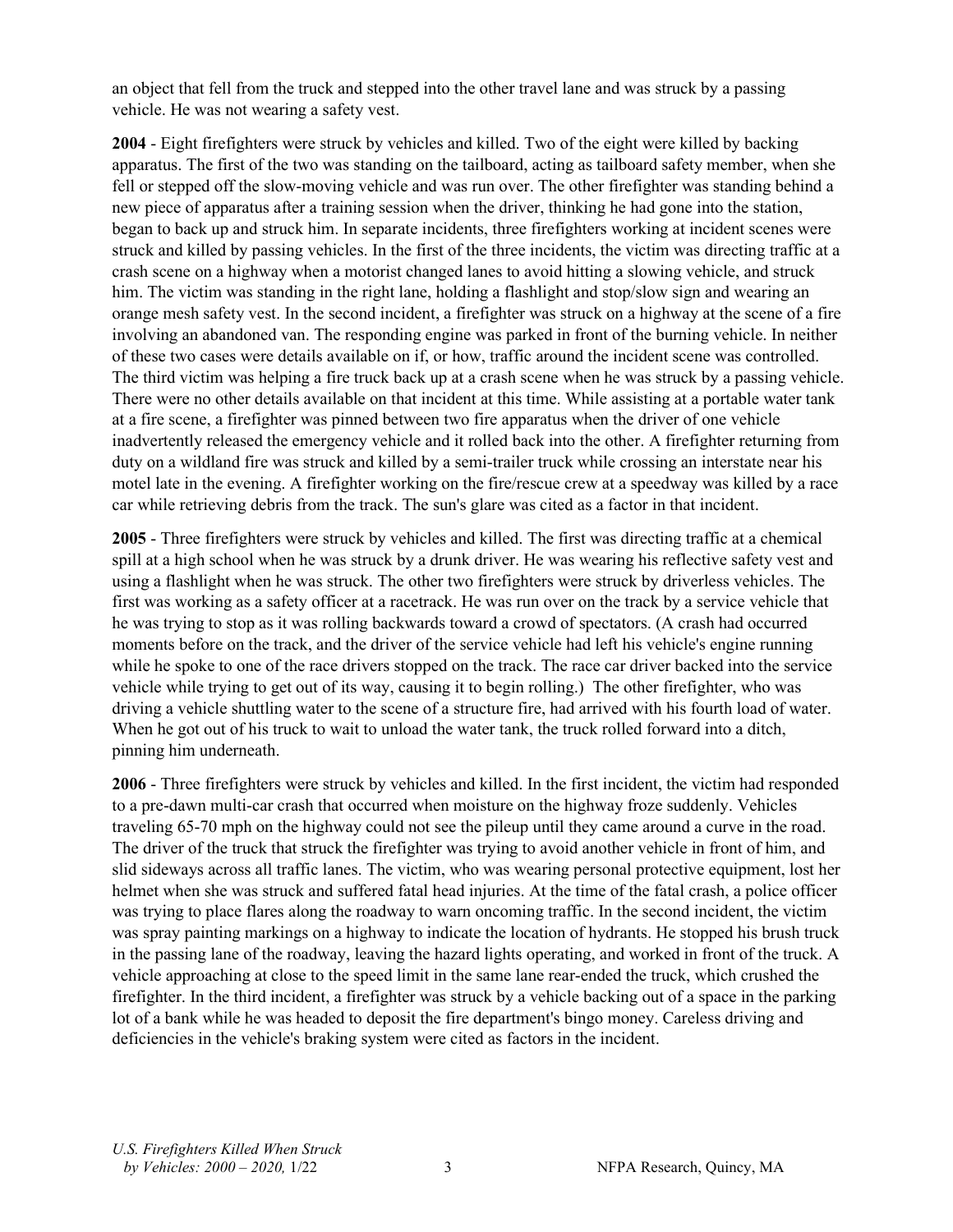an object that fell from the truck and stepped into the other travel lane and was struck by a passing vehicle. He was not wearing a safety vest.

**2004** - Eight firefighters were struck by vehicles and killed. Two of the eight were killed by backing apparatus. The first of the two was standing on the tailboard, acting as tailboard safety member, when she fell or stepped off the slow-moving vehicle and was run over. The other firefighter was standing behind a new piece of apparatus after a training session when the driver, thinking he had gone into the station, began to back up and struck him. In separate incidents, three firefighters working at incident scenes were struck and killed by passing vehicles. In the first of the three incidents, the victim was directing traffic at a crash scene on a highway when a motorist changed lanes to avoid hitting a slowing vehicle, and struck him. The victim was standing in the right lane, holding a flashlight and stop/slow sign and wearing an orange mesh safety vest. In the second incident, a firefighter was struck on a highway at the scene of a fire involving an abandoned van. The responding engine was parked in front of the burning vehicle. In neither of these two cases were details available on if, or how, traffic around the incident scene was controlled. The third victim was helping a fire truck back up at a crash scene when he was struck by a passing vehicle. There were no other details available on that incident at this time. While assisting at a portable water tank at a fire scene, a firefighter was pinned between two fire apparatus when the driver of one vehicle inadvertently released the emergency vehicle and it rolled back into the other. A firefighter returning from duty on a wildland fire was struck and killed by a semi-trailer truck while crossing an interstate near his motel late in the evening. A firefighter working on the fire/rescue crew at a speedway was killed by a race car while retrieving debris from the track. The sun's glare was cited as a factor in that incident.

**2005** - Three firefighters were struck by vehicles and killed. The first was directing traffic at a chemical spill at a high school when he was struck by a drunk driver. He was wearing his reflective safety vest and using a flashlight when he was struck. The other two firefighters were struck by driverless vehicles. The first was working as a safety officer at a racetrack. He was run over on the track by a service vehicle that he was trying to stop as it was rolling backwards toward a crowd of spectators. (A crash had occurred moments before on the track, and the driver of the service vehicle had left his vehicle's engine running while he spoke to one of the race drivers stopped on the track. The race car driver backed into the service vehicle while trying to get out of its way, causing it to begin rolling.) The other firefighter, who was driving a vehicle shuttling water to the scene of a structure fire, had arrived with his fourth load of water. When he got out of his truck to wait to unload the water tank, the truck rolled forward into a ditch, pinning him underneath.

**2006** - Three firefighters were struck by vehicles and killed. In the first incident, the victim had responded to a pre-dawn multi-car crash that occurred when moisture on the highway froze suddenly. Vehicles traveling 65-70 mph on the highway could not see the pileup until they came around a curve in the road. The driver of the truck that struck the firefighter was trying to avoid another vehicle in front of him, and slid sideways across all traffic lanes. The victim, who was wearing personal protective equipment, lost her helmet when she was struck and suffered fatal head injuries. At the time of the fatal crash, a police officer was trying to place flares along the roadway to warn oncoming traffic. In the second incident, the victim was spray painting markings on a highway to indicate the location of hydrants. He stopped his brush truck in the passing lane of the roadway, leaving the hazard lights operating, and worked in front of the truck. A vehicle approaching at close to the speed limit in the same lane rear-ended the truck, which crushed the firefighter. In the third incident, a firefighter was struck by a vehicle backing out of a space in the parking lot of a bank while he was headed to deposit the fire department's bingo money. Careless driving and deficiencies in the vehicle's braking system were cited as factors in the incident.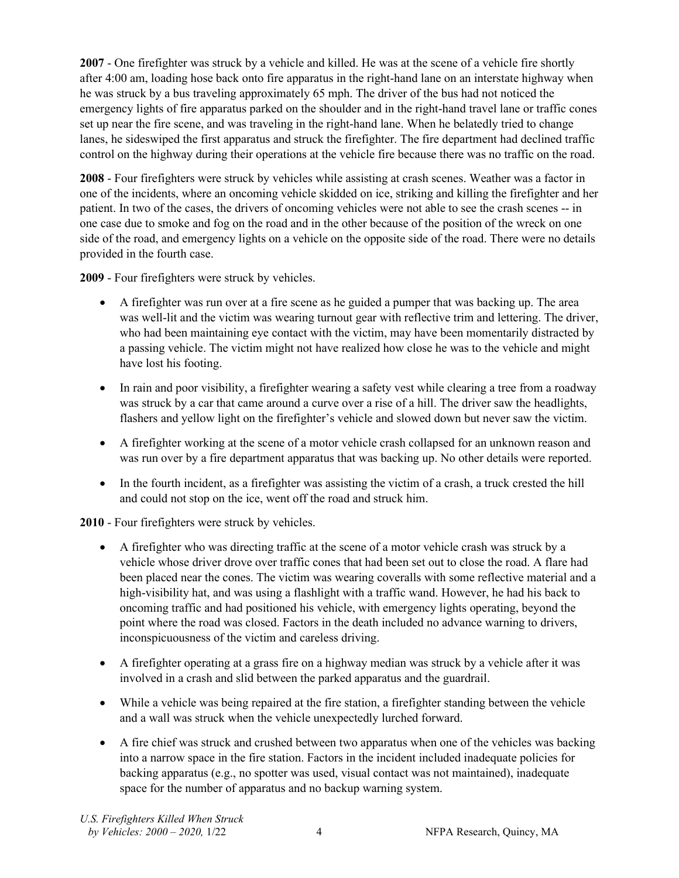**2007** - One firefighter was struck by a vehicle and killed. He was at the scene of a vehicle fire shortly after 4:00 am, loading hose back onto fire apparatus in the right-hand lane on an interstate highway when he was struck by a bus traveling approximately 65 mph. The driver of the bus had not noticed the emergency lights of fire apparatus parked on the shoulder and in the right-hand travel lane or traffic cones set up near the fire scene, and was traveling in the right-hand lane. When he belatedly tried to change lanes, he sideswiped the first apparatus and struck the firefighter. The fire department had declined traffic control on the highway during their operations at the vehicle fire because there was no traffic on the road.

**2008** - Four firefighters were struck by vehicles while assisting at crash scenes. Weather was a factor in one of the incidents, where an oncoming vehicle skidded on ice, striking and killing the firefighter and her patient. In two of the cases, the drivers of oncoming vehicles were not able to see the crash scenes -- in one case due to smoke and fog on the road and in the other because of the position of the wreck on one side of the road, and emergency lights on a vehicle on the opposite side of the road. There were no details provided in the fourth case.

**2009** - Four firefighters were struck by vehicles.

- A firefighter was run over at a fire scene as he guided a pumper that was backing up. The area was well-lit and the victim was wearing turnout gear with reflective trim and lettering. The driver, who had been maintaining eye contact with the victim, may have been momentarily distracted by a passing vehicle. The victim might not have realized how close he was to the vehicle and might have lost his footing.

- In rain and poor visibility, a firefighter wearing a safety vest while clearing a tree from a roadway was struck by a car that came around a curve over a rise of a hill. The driver saw the headlights, flashers and yellow light on the firefighter's vehicle and slowed down but never saw the victim.

- A firefighter working at the scene of a motor vehicle crash collapsed for an unknown reason and was run over by a fire department apparatus that was backing up. No other details were reported.

- In the fourth incident, as a firefighter was assisting the victim of a crash, a truck crested the hill and could not stop on the ice, went off the road and struck him.

**2010** - Four firefighters were struck by vehicles.

- A firefighter who was directing traffic at the scene of a motor vehicle crash was struck by a vehicle whose driver drove over traffic cones that had been set out to close the road. A flare had been placed near the cones. The victim was wearing coveralls with some reflective material and a high-visibility hat, and was using a flashlight with a traffic wand. However, he had his back to oncoming traffic and had positioned his vehicle, with emergency lights operating, beyond the point where the road was closed. Factors in the death included no advance warning to drivers, inconspicuousness of the victim and careless driving.

- A firefighter operating at a grass fire on a highway median was struck by a vehicle after it was involved in a crash and slid between the parked apparatus and the guardrail.

- While a vehicle was being repaired at the fire station, a firefighter standing between the vehicle and a wall was struck when the vehicle unexpectedly lurched forward.

- A fire chief was struck and crushed between two apparatus when one of the vehicles was backing into a narrow space in the fire station. Factors in the incident included inadequate policies for backing apparatus (e.g., no spotter was used, visual contact was not maintained), inadequate space for the number of apparatus and no backup warning system.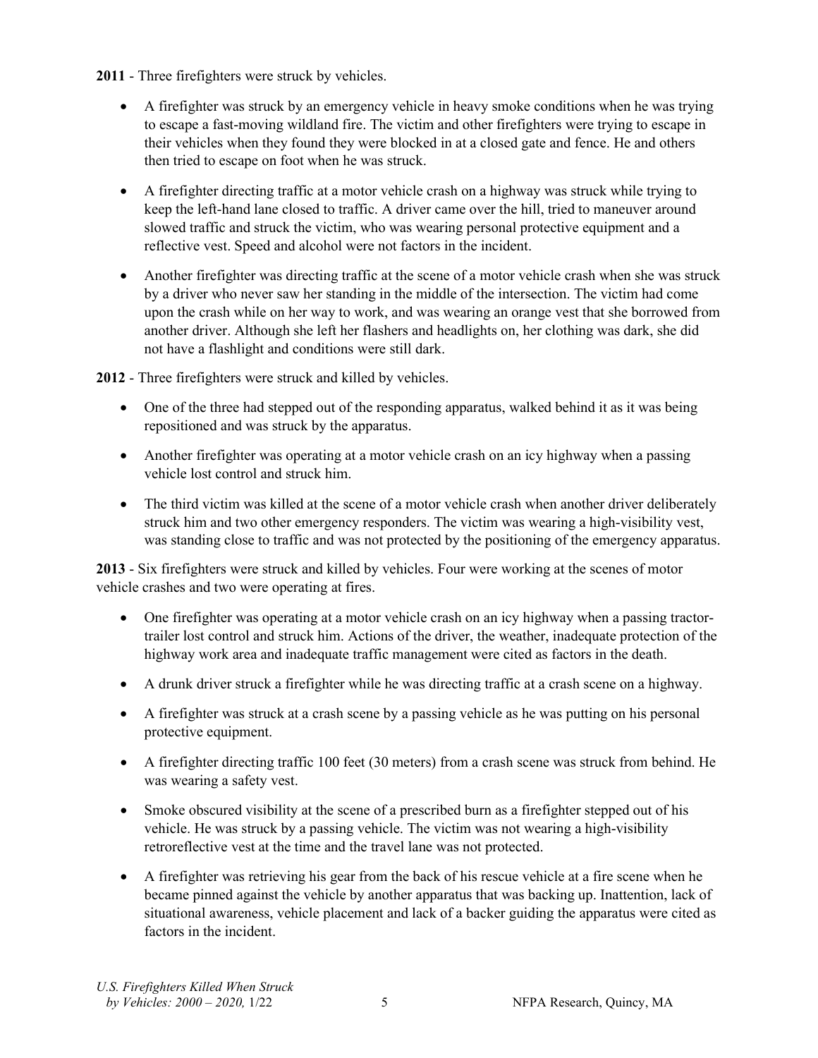**2011** - Three firefighters were struck by vehicles.

- A firefighter was struck by an emergency vehicle in heavy smoke conditions when he was trying to escape a fast-moving wildland fire. The victim and other firefighters were trying to escape in their vehicles when they found they were blocked in at a closed gate and fence. He and others then tried to escape on foot when he was struck.
- A firefighter directing traffic at a motor vehicle crash on a highway was struck while trying to keep the left-hand lane closed to traffic. A driver came over the hill, tried to maneuver around slowed traffic and struck the victim, who was wearing personal protective equipment and a reflective vest. Speed and alcohol were not factors in the incident.
- Another firefighter was directing traffic at the scene of a motor vehicle crash when she was struck by a driver who never saw her standing in the middle of the intersection. The victim had come upon the crash while on her way to work, and was wearing an orange vest that she borrowed from another driver. Although she left her flashers and headlights on, her clothing was dark, she did not have a flashlight and conditions were still dark.

**2012** - Three firefighters were struck and killed by vehicles.

- One of the three had stepped out of the responding apparatus, walked behind it as it was being repositioned and was struck by the apparatus.
- Another firefighter was operating at a motor vehicle crash on an icy highway when a passing vehicle lost control and struck him.
- The third victim was killed at the scene of a motor vehicle crash when another driver deliberately struck him and two other emergency responders. The victim was wearing a high-visibility vest, was standing close to traffic and was not protected by the positioning of the emergency apparatus.

**2013** - Six firefighters were struck and killed by vehicles. Four were working at the scenes of motor vehicle crashes and two were operating at fires.

- One firefighter was operating at a motor vehicle crash on an icy highway when a passing tractor-trailer lost control and struck him. Actions of the driver, the weather, inadequate protection of the highway work area and inadequate traffic management were cited as factors in the death.
- A drunk driver struck a firefighter while he was directing traffic at a crash scene on a highway.
- A firefighter was struck at a crash scene by a passing vehicle as he was putting on his personal protective equipment.
- A firefighter directing traffic 100 feet (30 meters) from a crash scene was struck from behind. He was wearing a safety vest.
- Smoke obscured visibility at the scene of a prescribed burn as a firefighter stepped out of his vehicle. He was struck by a passing vehicle. The victim was not wearing a high-visibility retroreflective vest at the time and the travel lane was not protected.
- A firefighter was retrieving his gear from the back of his rescue vehicle at a fire scene when he became pinned against the vehicle by another apparatus that was backing up. Inattention, lack of situational awareness, vehicle placement and lack of a backer guiding the apparatus were cited as factors in the incident.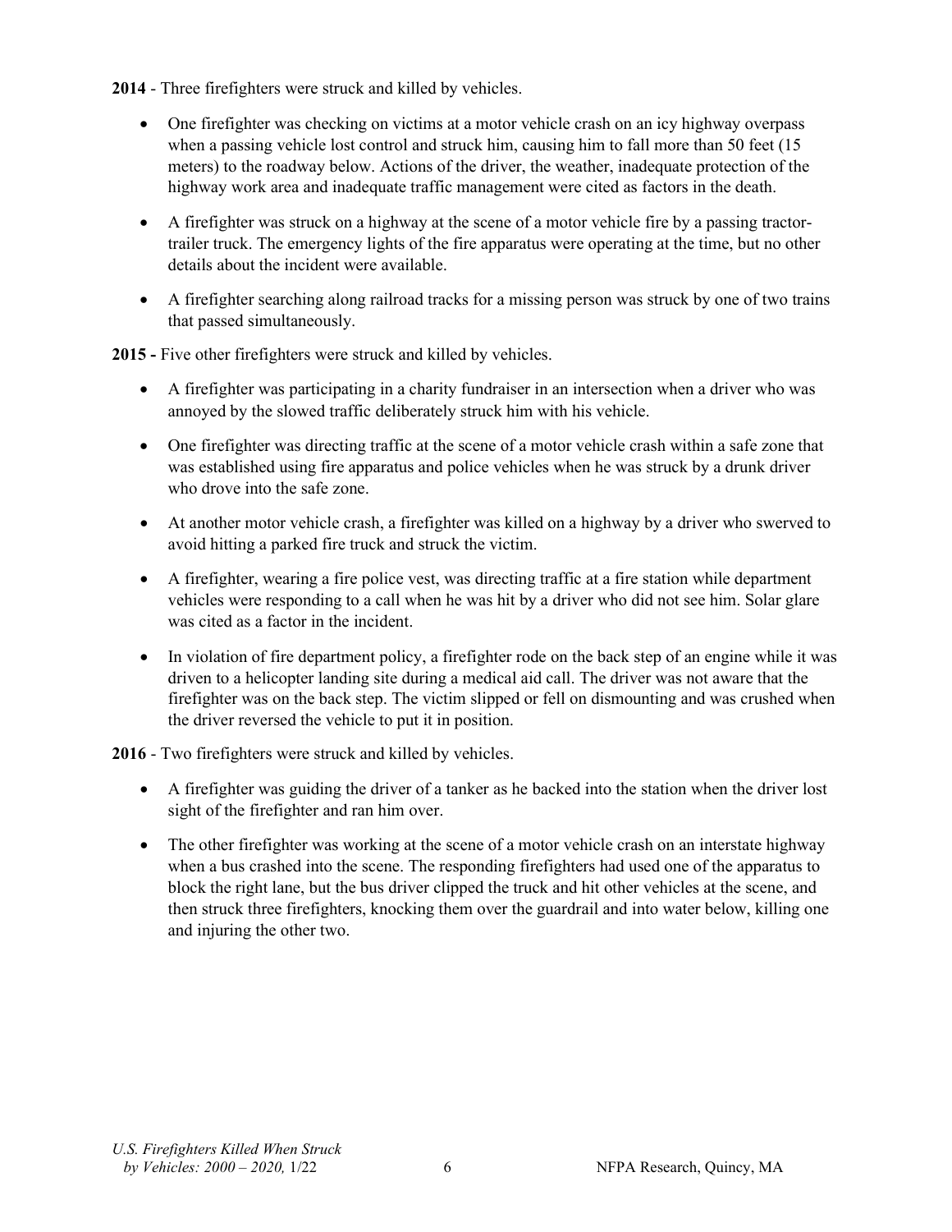**2014** - Three firefighters were struck and killed by vehicles.

- One firefighter was checking on victims at a motor vehicle crash on an icy highway overpass when a passing vehicle lost control and struck him, causing him to fall more than 50 feet (15 meters) to the roadway below. Actions of the driver, the weather, inadequate protection of the highway work area and inadequate traffic management were cited as factors in the death.
- A firefighter was struck on a highway at the scene of a motor vehicle fire by a passing tractor-trailer truck. The emergency lights of the fire apparatus were operating at the time, but no other details about the incident were available.
- A firefighter searching along railroad tracks for a missing person was struck by one of two trains that passed simultaneously.

**2015 -** Five other firefighters were struck and killed by vehicles.

- A firefighter was participating in a charity fundraiser in an intersection when a driver who was annoyed by the slowed traffic deliberately struck him with his vehicle.
- One firefighter was directing traffic at the scene of a motor vehicle crash within a safe zone that was established using fire apparatus and police vehicles when he was struck by a drunk driver who drove into the safe zone.
- At another motor vehicle crash, a firefighter was killed on a highway by a driver who swerved to avoid hitting a parked fire truck and struck the victim.
- A firefighter, wearing a fire police vest, was directing traffic at a fire station while department vehicles were responding to a call when he was hit by a driver who did not see him. Solar glare was cited as a factor in the incident.
- In violation of fire department policy, a firefighter rode on the back step of an engine while it was driven to a helicopter landing site during a medical aid call. The driver was not aware that the firefighter was on the back step. The victim slipped or fell on dismounting and was crushed when the driver reversed the vehicle to put it in position.

**2016** - Two firefighters were struck and killed by vehicles.

- A firefighter was guiding the driver of a tanker as he backed into the station when the driver lost sight of the firefighter and ran him over.
- The other firefighter was working at the scene of a motor vehicle crash on an interstate highway when a bus crashed into the scene. The responding firefighters had used one of the apparatus to block the right lane, but the bus driver clipped the truck and hit other vehicles at the scene, and then struck three firefighters, knocking them over the guardrail and into water below, killing one and injuring the other two.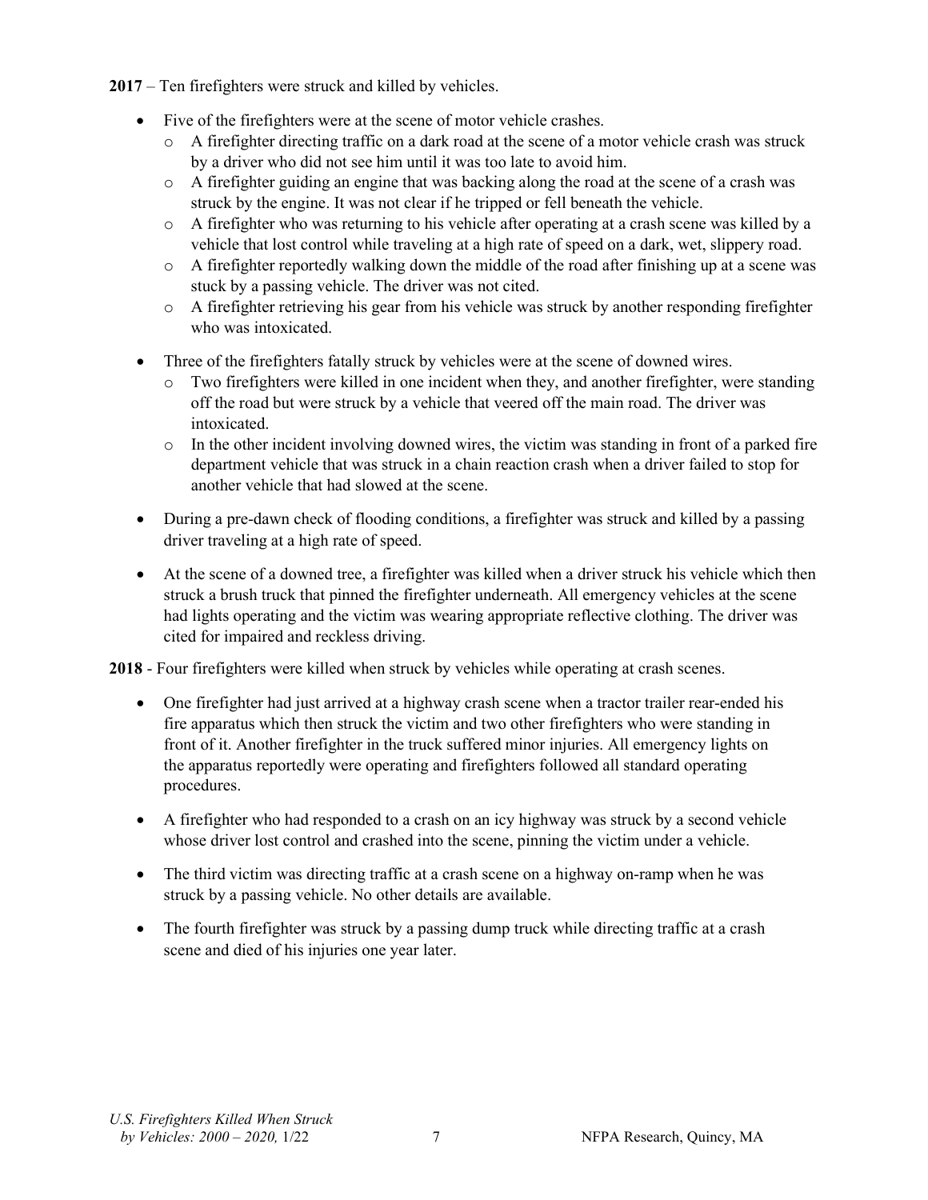**2017** – Ten firefighters were struck and killed by vehicles.

- Five of the firefighters were at the scene of motor vehicle crashes.
  - A firefighter directing traffic on a dark road at the scene of a motor vehicle crash was struck by a driver who did not see him until it was too late to avoid him.
  - A firefighter guiding an engine that was backing along the road at the scene of a crash was struck by the engine. It was not clear if he tripped or fell beneath the vehicle.
  - A firefighter who was returning to his vehicle after operating at a crash scene was killed by a vehicle that lost control while traveling at a high rate of speed on a dark, wet, slippery road.
  - A firefighter reportedly walking down the middle of the road after finishing up at a scene was stuck by a passing vehicle. The driver was not cited.
  - A firefighter retrieving his gear from his vehicle was struck by another responding firefighter who was intoxicated.
- Three of the firefighters fatally struck by vehicles were at the scene of downed wires.
  - Two firefighters were killed in one incident when they, and another firefighter, were standing off the road but were struck by a vehicle that veered off the main road. The driver was intoxicated.
  - In the other incident involving downed wires, the victim was standing in front of a parked fire department vehicle that was struck in a chain reaction crash when a driver failed to stop for another vehicle that had slowed at the scene.
- During a pre-dawn check of flooding conditions, a firefighter was struck and killed by a passing driver traveling at a high rate of speed.
- At the scene of a downed tree, a firefighter was killed when a driver struck his vehicle which then struck a brush truck that pinned the firefighter underneath. All emergency vehicles at the scene had lights operating and the victim was wearing appropriate reflective clothing. The driver was cited for impaired and reckless driving.

**2018** - Four firefighters were killed when struck by vehicles while operating at crash scenes.

- One firefighter had just arrived at a highway crash scene when a tractor trailer rear-ended his fire apparatus which then struck the victim and two other firefighters who were standing in front of it. Another firefighter in the truck suffered minor injuries. All emergency lights on the apparatus reportedly were operating and firefighters followed all standard operating procedures.
- A firefighter who had responded to a crash on an icy highway was struck by a second vehicle whose driver lost control and crashed into the scene, pinning the victim under a vehicle.
- The third victim was directing traffic at a crash scene on a highway on-ramp when he was struck by a passing vehicle. No other details are available.
- The fourth firefighter was struck by a passing dump truck while directing traffic at a crash scene and died of his injuries one year later.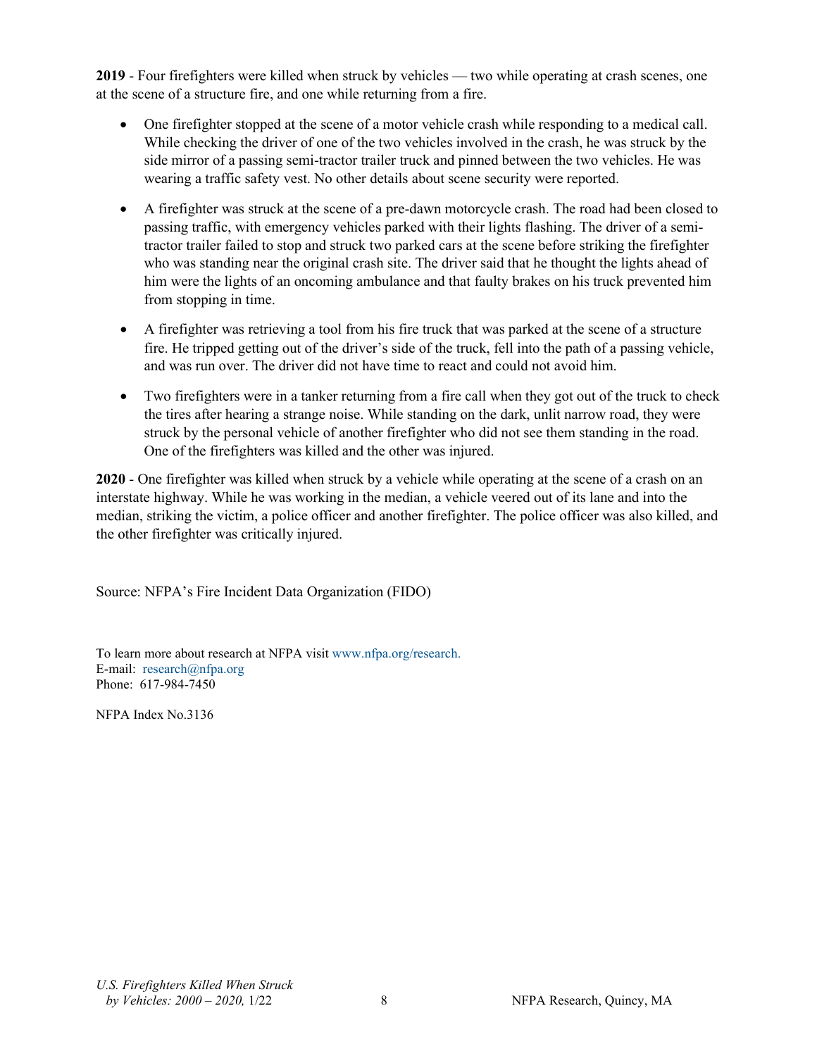**2019** - Four firefighters were killed when struck by vehicles — two while operating at crash scenes, one at the scene of a structure fire, and one while returning from a fire.

- One firefighter stopped at the scene of a motor vehicle crash while responding to a medical call. While checking the driver of one of the two vehicles involved in the crash, he was struck by the side mirror of a passing semi-tractor trailer truck and pinned between the two vehicles. He was wearing a traffic safety vest. No other details about scene security were reported.

- A firefighter was struck at the scene of a pre-dawn motorcycle crash. The road had been closed to passing traffic, with emergency vehicles parked with their lights flashing. The driver of a semi-tractor trailer failed to stop and struck two parked cars at the scene before striking the firefighter who was standing near the original crash site. The driver said that he thought the lights ahead of him were the lights of an oncoming ambulance and that faulty brakes on his truck prevented him from stopping in time.

- A firefighter was retrieving a tool from his fire truck that was parked at the scene of a structure fire. He tripped getting out of the driver's side of the truck, fell into the path of a passing vehicle, and was run over. The driver did not have time to react and could not avoid him.

- Two firefighters were in a tanker returning from a fire call when they got out of the truck to check the tires after hearing a strange noise. While standing on the dark, unlit narrow road, they were struck by the personal vehicle of another firefighter who did not see them standing in the road. One of the firefighters was killed and the other was injured.

**2020** - One firefighter was killed when struck by a vehicle while operating at the scene of a crash on an interstate highway. While he was working in the median, a vehicle veered out of its lane and into the median, striking the victim, a police officer and another firefighter. The police officer was also killed, and the other firefighter was critically injured.

Source: NFPA's Fire Incident Data Organization (FIDO)

To learn more about research at NFPA visit www.nfpa.org/research.
E-mail: research@nfpa.org
Phone: 617-984-7450

NFPA Index No.3136